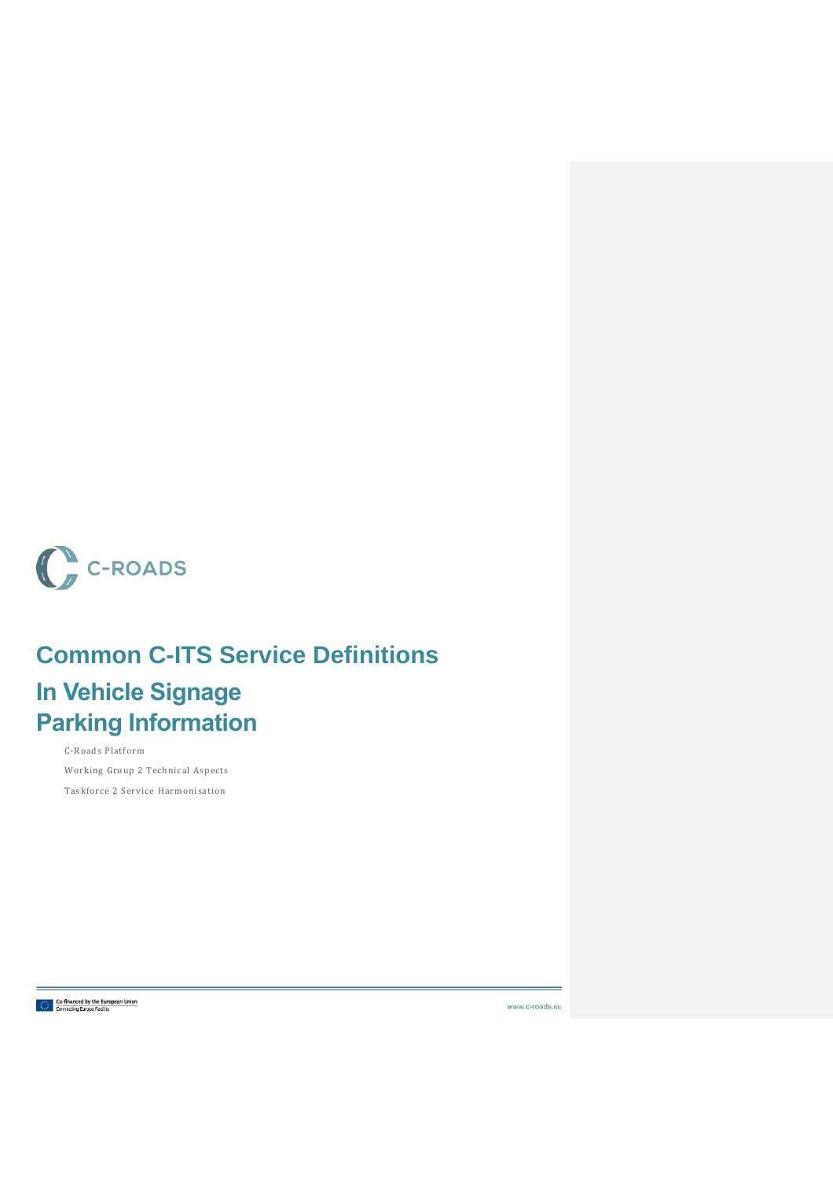C-ROADS

# Common C-ITS Service Definitions

## In Vehicle Signage
## Parking Information

C-Roads Platform

Working Group 2 Technical Aspects

Taskforce 2 Service Harmonisation

Co-financed by the European Union
Connecting Europe Facility

www.c-roads.eu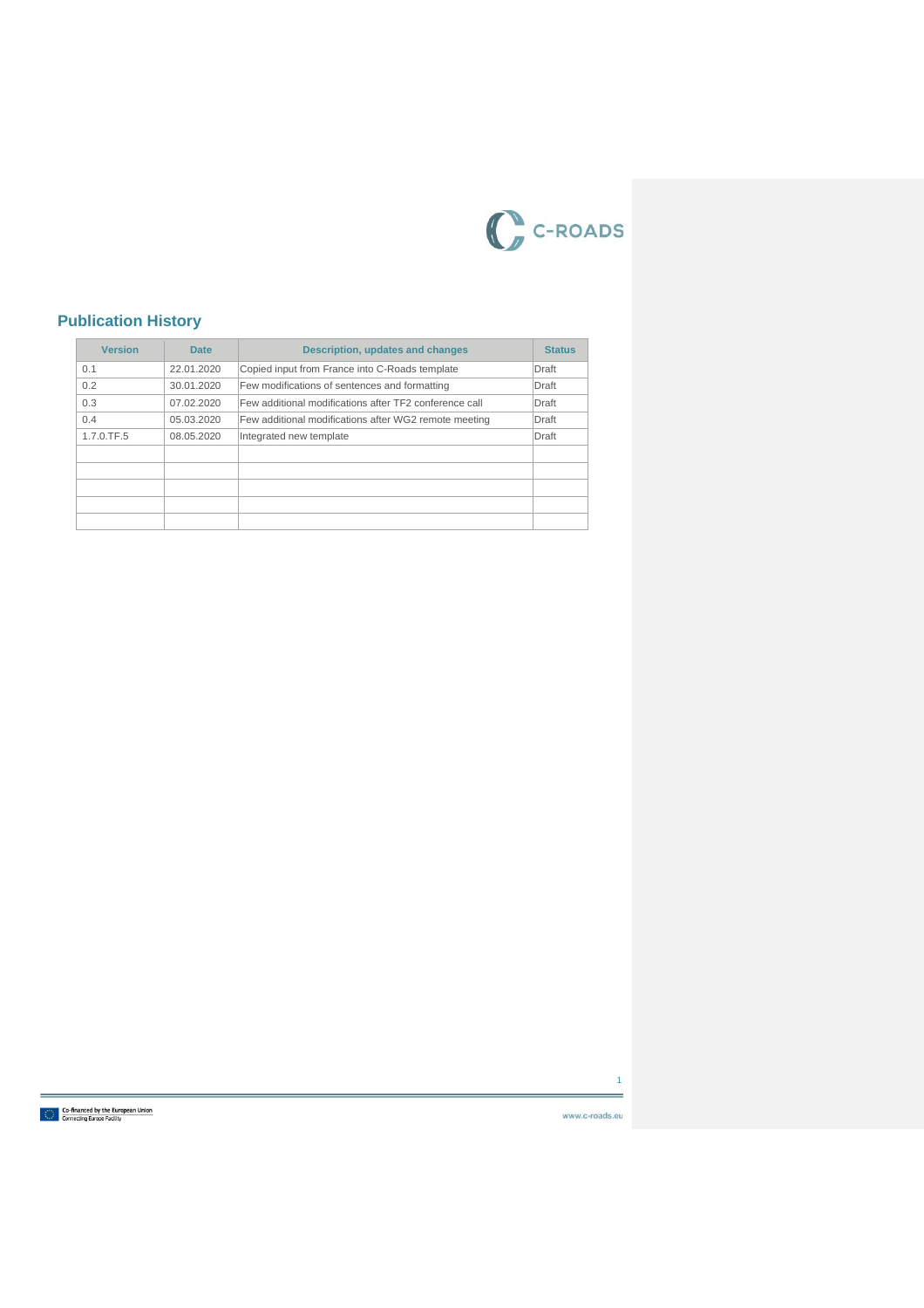## Publication History

| Version | Date | Description, updates and changes | Status |
|---|---|---|---|
| 0.1 | 22.01.2020 | Copied input from France into C-Roads template | Draft |
| 0.2 | 30.01.2020 | Few modifications of sentences and formatting | Draft |
| 0.3 | 07.02.2020 | Few additional modifications after TF2 conference call | Draft |
| 0.4 | 05.03.2020 | Few additional modifications after WG2 remote meeting | Draft |
| 1.7.0.TF.5 | 08.05.2020 | Integrated new template | Draft |
| | | | |
| | | | |
| | | | |
| | | | |
| | | | |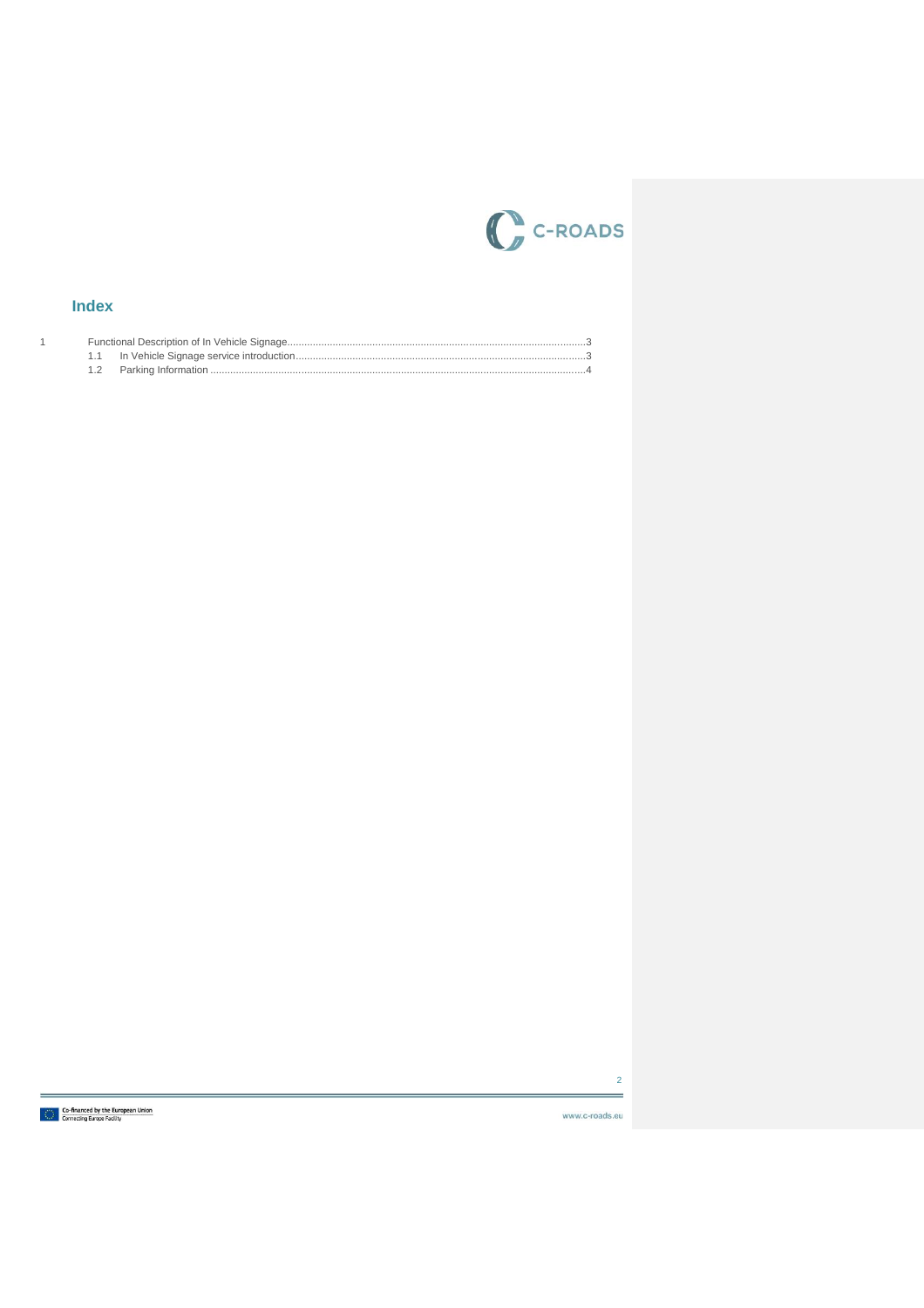## Index

1 Functional Description of In Vehicle Signage ........................................................ 3
   1.1 In Vehicle Signage service introduction ........................................................ 3
   1.2 Parking Information ........................................................ 4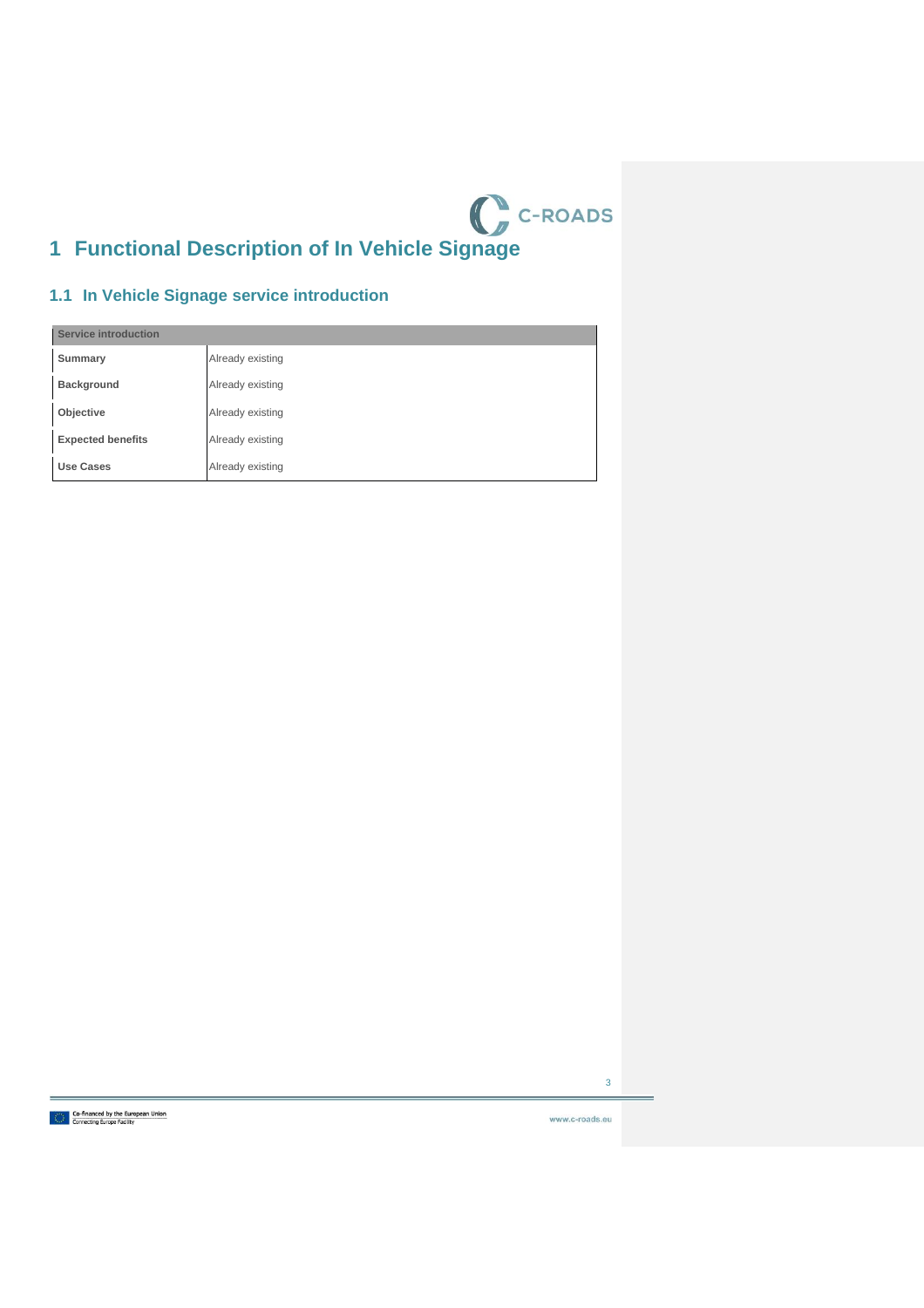# 1 Functional Description of In Vehicle Signage

## 1.1 In Vehicle Signage service introduction

| Service introduction | |
|---|---|
| **Summary** | Already existing |
| **Background** | Already existing |
| **Objective** | Already existing |
| **Expected benefits** | Already existing |
| **Use Cases** | Already existing |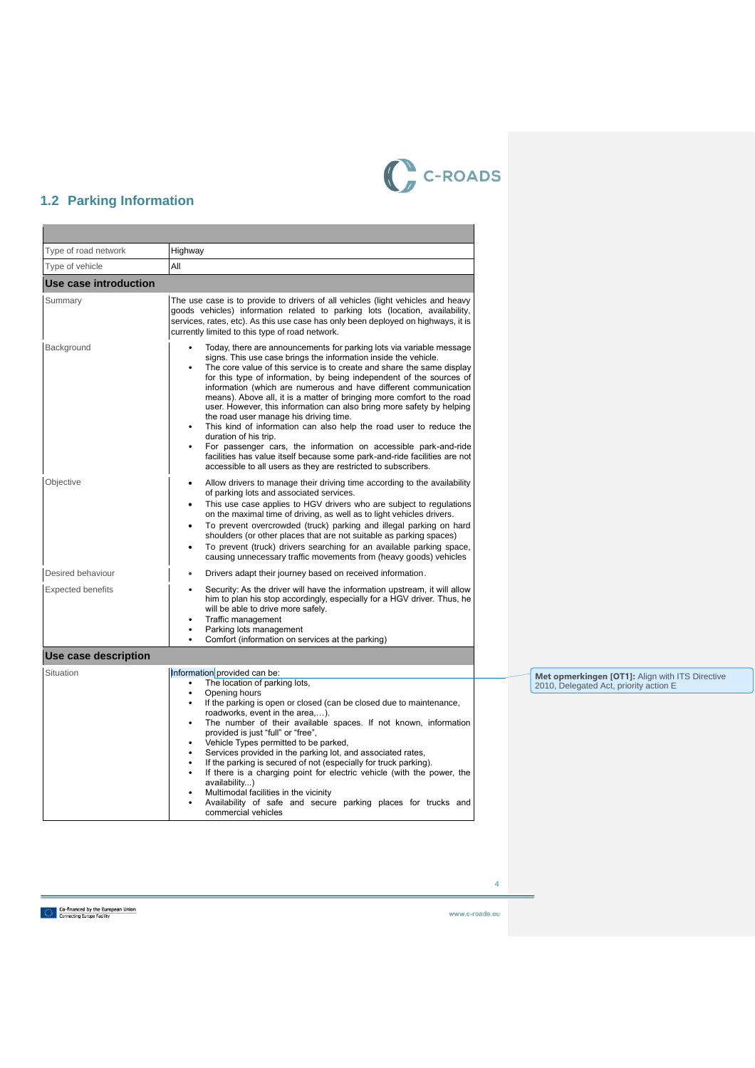## 1.2 Parking Information

| | |
|---|---|
| Type of road network | Highway |
| Type of vehicle | All |
| **Use case introduction** | |
| Summary | The use case is to provide to drivers of all vehicles (light vehicles and heavy goods vehicles) information related to parking lots (location, availability, services, rates, etc). As this use case has only been deployed on highways, it is currently limited to this type of road network. |
| Background | • Today, there are announcements for parking lots via variable message signs. This use case brings the information inside the vehicle.<br>• The core value of this service is to create and share the same display for this type of information, by being independent of the sources of information (which are numerous and have different communication means). Above all, it is a matter of bringing more comfort to the road user. However, this information can also bring more safety by helping the road user manage his driving time.<br>• This kind of information can also help the road user to reduce the duration of his trip.<br>• For passenger cars, the information on accessible park-and-ride facilities has value itself because some park-and-ride facilities are not accessible to all users as they are restricted to subscribers. |
| Objective | • Allow drivers to manage their driving time according to the availability of parking lots and associated services.<br>• This use case applies to HGV drivers who are subject to regulations on the maximal time of driving, as well as to light vehicles drivers.<br>• To prevent overcrowded (truck) parking and illegal parking on hard shoulders (or other places that are not suitable as parking spaces)<br>• To prevent (truck) drivers searching for an available parking space, causing unnecessary traffic movements from (heavy goods) vehicles |
| Desired behaviour | • Drivers adapt their journey based on received information. |
| Expected benefits | • Security: As the driver will have the information upstream, it will allow him to plan his stop accordingly, especially for a HGV driver. Thus, he will be able to drive more safely.<br>• Traffic management<br>• Parking lots management<br>• Comfort (information on services at the parking) |
| **Use case description** | |
| Situation | Information provided can be:<br>• The location of parking lots,<br>• Opening hours<br>• If the parking is open or closed (can be closed due to maintenance, roadworks, event in the area,…).<br>• The number of their available spaces. If not known, information provided is just "full" or "free",<br>• Vehicle Types permitted to be parked,<br>• Services provided in the parking lot, and associated rates,<br>• If the parking is secured of not (especially for truck parking).<br>• If there is a charging point for electric vehicle (with the power, the availability...)<br>• Multimodal facilities in the vicinity<br>• Availability of safe and secure parking places for trucks and commercial vehicles |

**Met opmerkingen [OT1]:** Align with ITS Directive 2010, Delegated Act, priority action E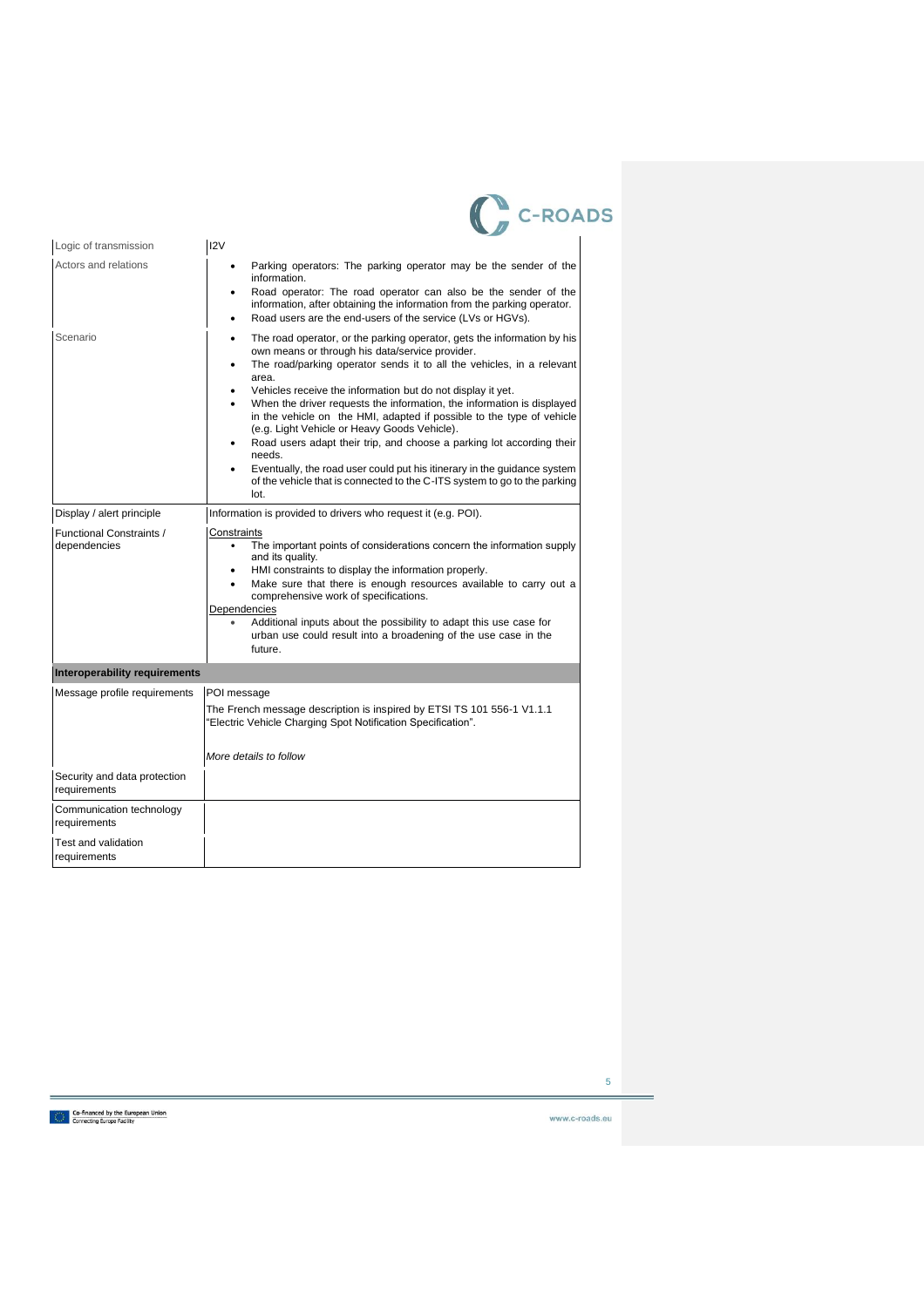| | |
|---|---|
| Logic of transmission | I2V |
| Actors and relations | • Parking operators: The parking operator may be the sender of the information.<br>• Road operator: The road operator can also be the sender of the information, after obtaining the information from the parking operator.<br>• Road users are the end-users of the service (LVs or HGVs). |
| Scenario | • The road operator, or the parking operator, gets the information by his own means or through his data/service provider.<br>• The road/parking operator sends it to all the vehicles, in a relevant area.<br>• Vehicles receive the information but do not display it yet.<br>• When the driver requests the information, the information is displayed in the vehicle on the HMI, adapted if possible to the type of vehicle (e.g. Light Vehicle or Heavy Goods Vehicle).<br>• Road users adapt their trip, and choose a parking lot according their needs.<br>• Eventually, the road user could put his itinerary in the guidance system of the vehicle that is connected to the C-ITS system to go to the parking lot. |
| Display / alert principle | Information is provided to drivers who request it (e.g. POI). |
| Functional Constraints / dependencies | Constraints<br>• The important points of considerations concern the information supply and its quality.<br>• HMI constraints to display the information properly.<br>• Make sure that there is enough resources available to carry out a comprehensive work of specifications.<br>Dependencies<br>• Additional inputs about the possibility to adapt this use case for urban use could result into a broadening of the use case in the future. |
| **Interoperability requirements** | |
| Message profile requirements | POI message<br>The French message description is inspired by ETSI TS 101 556-1 V1.1.1 "Electric Vehicle Charging Spot Notification Specification".<br>*More details to follow* |
| Security and data protection requirements | |
| Communication technology requirements | |
| Test and validation requirements | |